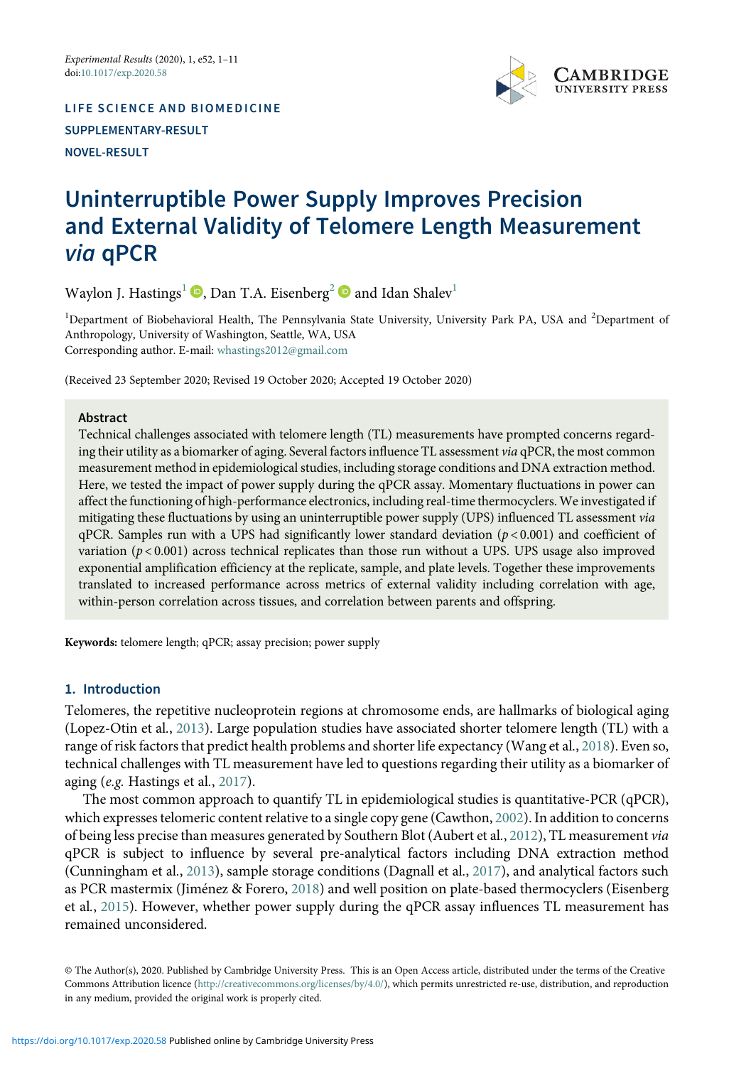LIFE SCIENCE AND BIOMEDICINE

SUPPLEMENTARY-RESULT

NOVEL-RESULT

# Uninterruptible Power Supply Improves Precision and External Validity of Telomere Length Measurement *via* qPCR

Waylon J. Hastings[1], Dan T.A. Eisenberg[2] and Idan Shalev[1]

[1]Department of Biobehavioral Health, The Pennsylvania State University, University Park PA, USA and [2]Department of Anthropology, University of Washington, Seattle, WA, USA
Corresponding author. E-mail: whastings2012@gmail.com

(Received 23 September 2020; Revised 19 October 2020; Accepted 19 October 2020)

## Abstract

Technical challenges associated with telomere length (TL) measurements have prompted concerns regarding their utility as a biomarker of aging. Several factors influence TL assessment *via* qPCR, the most common measurement method in epidemiological studies, including storage conditions and DNA extraction method. Here, we tested the impact of power supply during the qPCR assay. Momentary fluctuations in power can affect the functioning of high-performance electronics, including real-time thermocyclers. We investigated if mitigating these fluctuations by using an uninterruptible power supply (UPS) influenced TL assessment *via* qPCR. Samples run with a UPS had significantly lower standard deviation ($p < 0.001$) and coefficient of variation ($p < 0.001$) across technical replicates than those run without a UPS. UPS usage also improved exponential amplification efficiency at the replicate, sample, and plate levels. Together these improvements translated to increased performance across metrics of external validity including correlation with age, within-person correlation across tissues, and correlation between parents and offspring.

**Keywords:** telomere length; qPCR; assay precision; power supply

## 1. Introduction

Telomeres, the repetitive nucleoprotein regions at chromosome ends, are hallmarks of biological aging (Lopez-Otin et al., 2013). Large population studies have associated shorter telomere length (TL) with a range of risk factors that predict health problems and shorter life expectancy (Wang et al., 2018). Even so, technical challenges with TL measurement have led to questions regarding their utility as a biomarker of aging (*e.g.* Hastings et al., 2017).

The most common approach to quantify TL in epidemiological studies is quantitative-PCR (qPCR), which expresses telomeric content relative to a single copy gene (Cawthon, 2002). In addition to concerns of being less precise than measures generated by Southern Blot (Aubert et al., 2012), TL measurement *via* qPCR is subject to influence by several pre-analytical factors including DNA extraction method (Cunningham et al., 2013), sample storage conditions (Dagnall et al., 2017), and analytical factors such as PCR mastermix (Jiménez & Forero, 2018) and well position on plate-based thermocyclers (Eisenberg et al., 2015). However, whether power supply during the qPCR assay influences TL measurement has remained unconsidered.

© The Author(s), 2020. Published by Cambridge University Press. This is an Open Access article, distributed under the terms of the Creative Commons Attribution licence (http://creativecommons.org/licenses/by/4.0/), which permits unrestricted re-use, distribution, and reproduction in any medium, provided the original work is properly cited.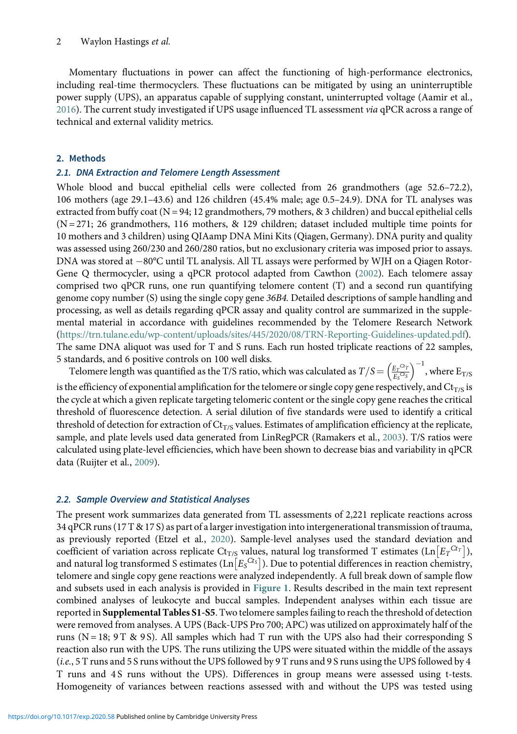Momentary fluctuations in power can affect the functioning of high-performance electronics, including real-time thermocyclers. These fluctuations can be mitigated by using an uninterruptible power supply (UPS), an apparatus capable of supplying constant, uninterrupted voltage (Aamir et al., 2016). The current study investigated if UPS usage influenced TL assessment *via* qPCR across a range of technical and external validity metrics.

## 2. Methods

### 2.1. DNA Extraction and Telomere Length Assessment

Whole blood and buccal epithelial cells were collected from 26 grandmothers (age 52.6–72.2), 106 mothers (age 29.1–43.6) and 126 children (45.4% male; age 0.5–24.9). DNA for TL analyses was extracted from buffy coat (N = 94; 12 grandmothers, 79 mothers, & 3 children) and buccal epithelial cells (N = 271; 26 grandmothers, 116 mothers, & 129 children; dataset included multiple time points for 10 mothers and 3 children) using QIAamp DNA Mini Kits (Qiagen, Germany). DNA purity and quality was assessed using 260/230 and 260/280 ratios, but no exclusionary criteria was imposed prior to assays. DNA was stored at −80°C until TL analysis. All TL assays were performed by WJH on a Qiagen Rotor-Gene Q thermocycler, using a qPCR protocol adapted from Cawthon (2002). Each telomere assay comprised two qPCR runs, one run quantifying telomere content (T) and a second run quantifying genome copy number (S) using the single copy gene *36B4.* Detailed descriptions of sample handling and processing, as well as details regarding qPCR assay and quality control are summarized in the supplemental material in accordance with guidelines recommended by the Telomere Research Network (https://trn.tulane.edu/wp-content/uploads/sites/445/2020/08/TRN-Reporting-Guidelines-updated.pdf). The same DNA aliquot was used for T and S runs. Each run hosted triplicate reactions of 22 samples, 5 standards, and 6 positive controls on 100 well disks.

Telomere length was quantified as the T/S ratio, which was calculated as $T/S = \left(\frac{E_T^{Ct_T}}{E_S^{Ct_S}}\right)^{-1}$, where $E_{T/S}$ is the efficiency of exponential amplification for the telomere or single copy gene respectively, and $Ct_{T/S}$ is the cycle at which a given replicate targeting telomeric content or the single copy gene reaches the critical threshold of fluorescence detection. A serial dilution of five standards were used to identify a critical threshold of detection for extraction of $Ct_{T/S}$ values. Estimates of amplification efficiency at the replicate, sample, and plate levels used data generated from LinRegPCR (Ramakers et al., 2003). T/S ratios were calculated using plate-level efficiencies, which have been shown to decrease bias and variability in qPCR data (Ruijter et al., 2009).

### 2.2. Sample Overview and Statistical Analyses

The present work summarizes data generated from TL assessments of 2,221 replicate reactions across 34 qPCR runs (17 T & 17 S) as part of a larger investigation into intergenerational transmission of trauma, as previously reported (Etzel et al., 2020). Sample-level analyses used the standard deviation and coefficient of variation across replicate $Ct_{T/S}$ values, natural log transformed T estimates ($\text{Ln}\left[{E_T}^{Ct_T}\right]$), and natural log transformed S estimates ($\text{Ln}\left[{E_S}^{Ct_S}\right]$). Due to potential differences in reaction chemistry, telomere and single copy gene reactions were analyzed independently. A full break down of sample flow and subsets used in each analysis is provided in Figure 1. Results described in the main text represent combined analyses of leukocyte and buccal samples. Independent analyses within each tissue are reported in **Supplemental Tables S1-S5**. Two telomere samples failing to reach the threshold of detection were removed from analyses. A UPS (Back-UPS Pro 700; APC) was utilized on approximately half of the runs (N = 18; 9 T & 9 S). All samples which had T run with the UPS also had their corresponding S reaction also run with the UPS. The runs utilizing the UPS were situated within the middle of the assays (*i.e.*, 5 T runs and 5 S runs without the UPS followed by 9 T runs and 9 S runs using the UPS followed by 4 T runs and 4 S runs without the UPS). Differences in group means were assessed using t-tests. Homogeneity of variances between reactions assessed with and without the UPS was tested using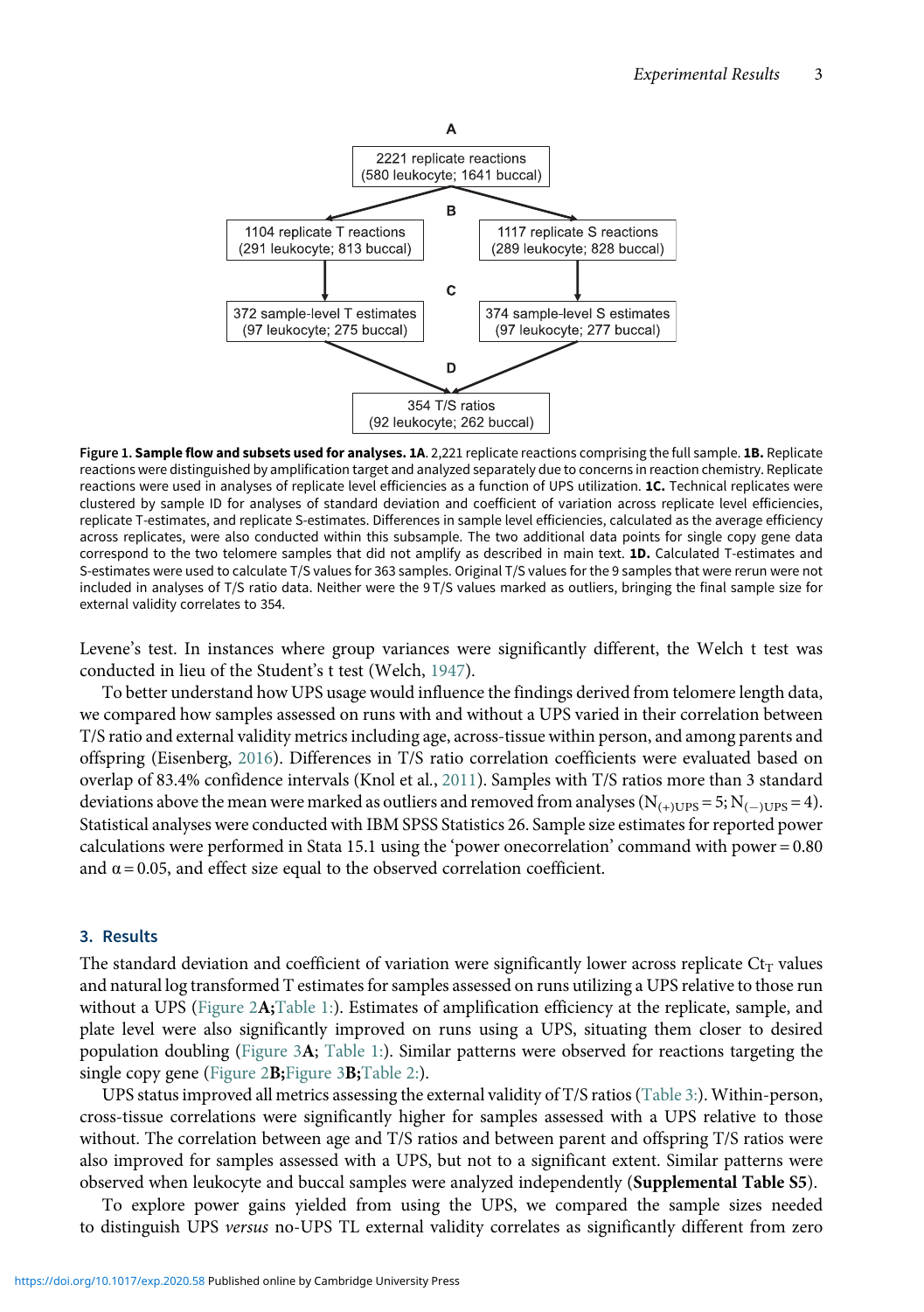A

2221 replicate reactions
(580 leukocyte; 1641 buccal)

B

1104 replicate T reactions
(291 leukocyte; 813 buccal)

1117 replicate S reactions
(289 leukocyte; 828 buccal)

C

372 sample-level T estimates
(97 leukocyte; 275 buccal)

374 sample-level S estimates
(97 leukocyte; 277 buccal)

D

354 T/S ratios
(92 leukocyte; 262 buccal)

**Figure 1. Sample flow and subsets used for analyses. 1A**. 2,221 replicate reactions comprising the full sample. **1B.** Replicate reactions were distinguished by amplification target and analyzed separately due to concerns in reaction chemistry. Replicate reactions were used in analyses of replicate level efficiencies as a function of UPS utilization. **1C.** Technical replicates were clustered by sample ID for analyses of standard deviation and coefficient of variation across replicate level efficiencies, replicate T-estimates, and replicate S-estimates. Differences in sample level efficiencies, calculated as the average efficiency across replicates, were also conducted within this subsample. The two additional data points for single copy gene data correspond to the two telomere samples that did not amplify as described in main text. **1D.** Calculated T-estimates and S-estimates were used to calculate T/S values for 363 samples. Original T/S values for the 9 samples that were rerun were not included in analyses of T/S ratio data. Neither were the 9 T/S values marked as outliers, bringing the final sample size for external validity correlates to 354.

Levene's test. In instances where group variances were significantly different, the Welch t test was conducted in lieu of the Student's t test (Welch, 1947).

To better understand how UPS usage would influence the findings derived from telomere length data, we compared how samples assessed on runs with and without a UPS varied in their correlation between T/S ratio and external validity metrics including age, across-tissue within person, and among parents and offspring (Eisenberg, 2016). Differences in T/S ratio correlation coefficients were evaluated based on overlap of 83.4% confidence intervals (Knol et al., 2011). Samples with T/S ratios more than 3 standard deviations above the mean were marked as outliers and removed from analyses ($N_{(+)UPS} = 5; N_{(-)UPS} = 4$). Statistical analyses were conducted with IBM SPSS Statistics 26. Sample size estimates for reported power calculations were performed in Stata 15.1 using the 'power onecorrelation' command with power = 0.80 and $\alpha = 0.05$, and effect size equal to the observed correlation coefficient.

## 3. Results

The standard deviation and coefficient of variation were significantly lower across replicate $Ct_T$ values and natural log transformed T estimates for samples assessed on runs utilizing a UPS relative to those run without a UPS (Figure 2**A;**Table 1:). Estimates of amplification efficiency at the replicate, sample, and plate level were also significantly improved on runs using a UPS, situating them closer to desired population doubling (Figure 3**A**; Table 1:). Similar patterns were observed for reactions targeting the single copy gene (Figure 2**B;**Figure 3**B;**Table 2:).

UPS status improved all metrics assessing the external validity of T/S ratios (Table 3:). Within-person, cross-tissue correlations were significantly higher for samples assessed with a UPS relative to those without. The correlation between age and T/S ratios and between parent and offspring T/S ratios were also improved for samples assessed with a UPS, but not to a significant extent. Similar patterns were observed when leukocyte and buccal samples were analyzed independently (**Supplemental Table S5**).

To explore power gains yielded from using the UPS, we compared the sample sizes needed to distinguish UPS *versus* no-UPS TL external validity correlates as significantly different from zero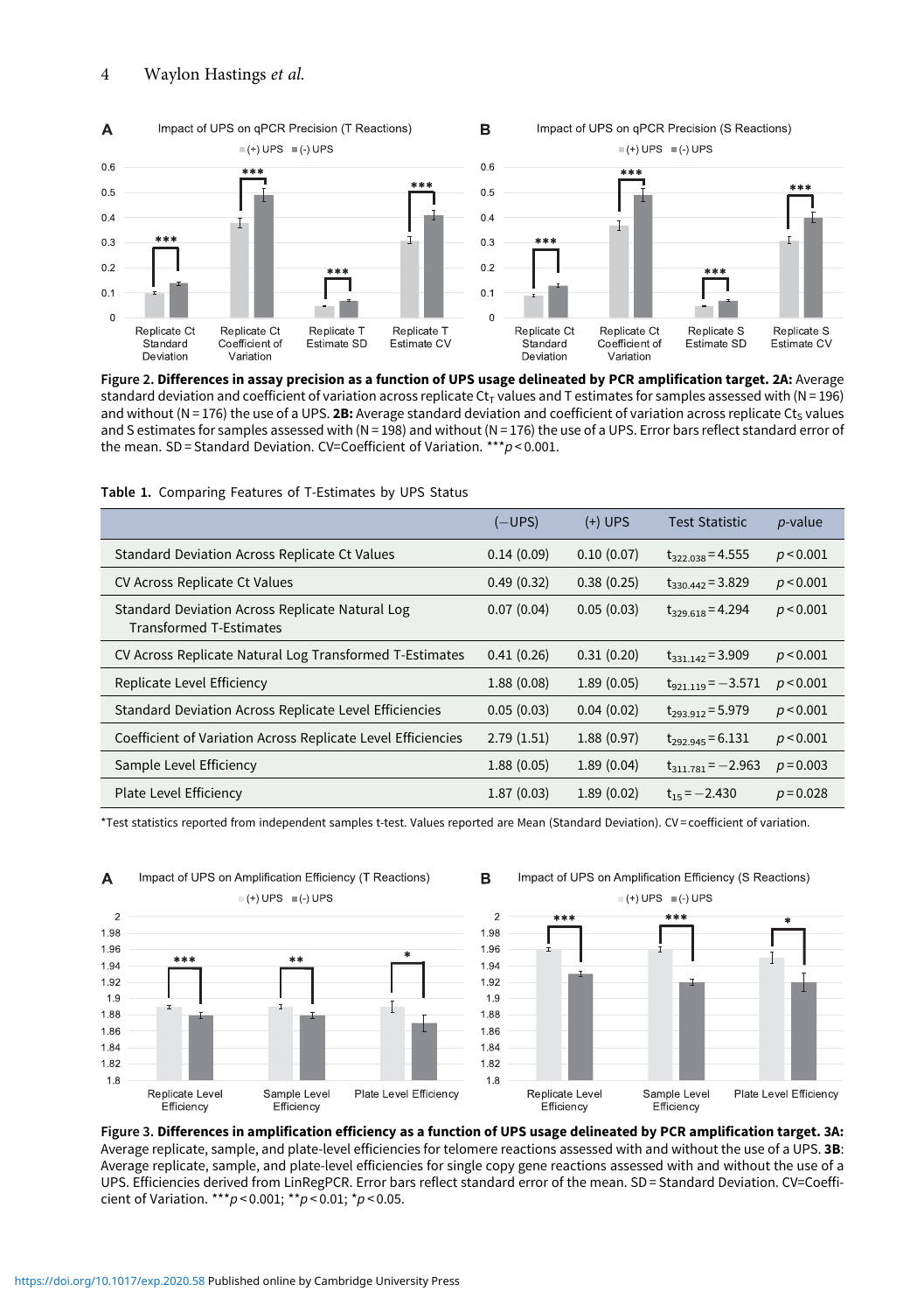**Figure 2. Differences in assay precision as a function of UPS usage delineated by PCR amplification target. 2A:** Average standard deviation and coefficient of variation across replicate $Ct_T$ values and T estimates for samples assessed with (N = 196) and without (N = 176) the use of a UPS. **2B:** Average standard deviation and coefficient of variation across replicate $Ct_S$ values and S estimates for samples assessed with (N = 198) and without (N = 176) the use of a UPS. Error bars reflect standard error of the mean. SD = Standard Deviation. CV=Coefficient of Variation. ***$p < 0.001$.

**Table 1.** Comparing Features of T-Estimates by UPS Status

| | (−UPS) | (+) UPS | Test Statistic | p-value |
|---|---|---|---|---|
| Standard Deviation Across Replicate Ct Values | 0.14 (0.09) | 0.10 (0.07) | $t_{322.038} = 4.555$ | $p < 0.001$ |
| CV Across Replicate Ct Values | 0.49 (0.32) | 0.38 (0.25) | $t_{330.442} = 3.829$ | $p < 0.001$ |
| Standard Deviation Across Replicate Natural Log Transformed T-Estimates | 0.07 (0.04) | 0.05 (0.03) | $t_{329.618} = 4.294$ | $p < 0.001$ |
| CV Across Replicate Natural Log Transformed T-Estimates | 0.41 (0.26) | 0.31 (0.20) | $t_{331.142} = 3.909$ | $p < 0.001$ |
| Replicate Level Efficiency | 1.88 (0.08) | 1.89 (0.05) | $t_{921.119} = -3.571$ | $p < 0.001$ |
| Standard Deviation Across Replicate Level Efficiencies | 0.05 (0.03) | 0.04 (0.02) | $t_{293.912} = 5.979$ | $p < 0.001$ |
| Coefficient of Variation Across Replicate Level Efficiencies | 2.79 (1.51) | 1.88 (0.97) | $t_{292.945} = 6.131$ | $p < 0.001$ |
| Sample Level Efficiency | 1.88 (0.05) | 1.89 (0.04) | $t_{311.781} = -2.963$ | $p = 0.003$ |
| Plate Level Efficiency | 1.87 (0.03) | 1.89 (0.02) | $t_{15} = -2.430$ | $p = 0.028$ |

*Test statistics reported from independent samples t-test. Values reported are Mean (Standard Deviation). CV = coefficient of variation.

**Figure 3. Differences in amplification efficiency as a function of UPS usage delineated by PCR amplification target. 3A:** Average replicate, sample, and plate-level efficiencies for telomere reactions assessed with and without the use of a UPS. **3B**: Average replicate, sample, and plate-level efficiencies for single copy gene reactions assessed with and without the use of a UPS. Efficiencies derived from LinRegPCR. Error bars reflect standard error of the mean. SD = Standard Deviation. CV=Coefficient of Variation. ***$p < 0.001$; **$p < 0.01$; *$p < 0.05$.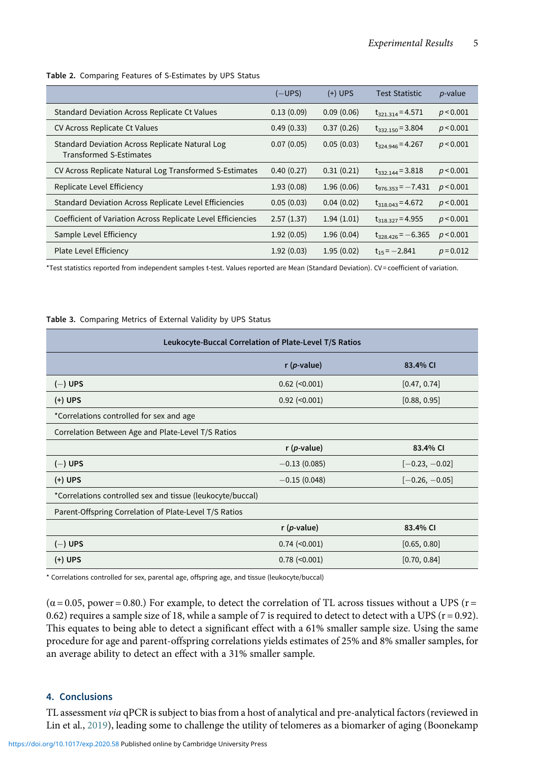Table 2. Comparing Features of S-Estimates by UPS Status

| | (−UPS) | (+) UPS | Test Statistic | *p*-value |
|---|---|---|---|---|
| Standard Deviation Across Replicate Ct Values | 0.13 (0.09) | 0.09 (0.06) | $t_{321.314} = 4.571$ | $p < 0.001$ |
| CV Across Replicate Ct Values | 0.49 (0.33) | 0.37 (0.26) | $t_{332.150} = 3.804$ | $p < 0.001$ |
| Standard Deviation Across Replicate Natural Log Transformed S-Estimates | 0.07 (0.05) | 0.05 (0.03) | $t_{324.946} = 4.267$ | $p < 0.001$ |
| CV Across Replicate Natural Log Transformed S-Estimates | 0.40 (0.27) | 0.31 (0.21) | $t_{332.144} = 3.818$ | $p < 0.001$ |
| Replicate Level Efficiency | 1.93 (0.08) | 1.96 (0.06) | $t_{976.353} = -7.431$ | $p < 0.001$ |
| Standard Deviation Across Replicate Level Efficiencies | 0.05 (0.03) | 0.04 (0.02) | $t_{318.043} = 4.672$ | $p < 0.001$ |
| Coefficient of Variation Across Replicate Level Efficiencies | 2.57 (1.37) | 1.94 (1.01) | $t_{318.327} = 4.955$ | $p < 0.001$ |
| Sample Level Efficiency | 1.92 (0.05) | 1.96 (0.04) | $t_{328.426} = -6.365$ | $p < 0.001$ |
| Plate Level Efficiency | 1.92 (0.03) | 1.95 (0.02) | $t_{15} = -2.841$ | $p = 0.012$ |

*Test statistics reported from independent samples t-test. Values reported are Mean (Standard Deviation). CV = coefficient of variation.

Table 3. Comparing Metrics of External Validity by UPS Status

| **Leukocyte-Buccal Correlation of Plate-Level T/S Ratios** | | |
|---|---|---|
| | **r (*p*-value)** | **83.4% CI** |
| **(−) UPS** | 0.62 (<0.001) | [0.47, 0.74] |
| **(+) UPS** | 0.92 (<0.001) | [0.88, 0.95] |
| *Correlations controlled for sex and age | | |
| Correlation Between Age and Plate-Level T/S Ratios | | |
| | **r (*p*-value)** | **83.4% CI** |
| **(−) UPS** | −0.13 (0.085) | [−0.23, −0.02] |
| **(+) UPS** | −0.15 (0.048) | [−0.26, −0.05] |
| *Correlations controlled sex and tissue (leukocyte/buccal) | | |
| Parent-Offspring Correlation of Plate-Level T/S Ratios | | |
| | **r (*p*-value)** | **83.4% CI** |
| **(−) UPS** | 0.74 (<0.001) | [0.65, 0.80] |
| **(+) UPS** | 0.78 (<0.001) | [0.70, 0.84] |

* Correlations controlled for sex, parental age, offspring age, and tissue (leukocyte/buccal)

($\alpha = 0.05$, power = 0.80.) For example, to detect the correlation of TL across tissues without a UPS ($r = 0.62$) requires a sample size of 18, while a sample of 7 is required to detect to detect with a UPS ($r = 0.92$). This equates to being able to detect a significant effect with a 61% smaller sample size. Using the same procedure for age and parent-offspring correlations yields estimates of 25% and 8% smaller samples, for an average ability to detect an effect with a 31% smaller sample.

## 4. Conclusions

TL assessment *via* qPCR is subject to bias from a host of analytical and pre-analytical factors (reviewed in Lin et al., 2019), leading some to challenge the utility of telomeres as a biomarker of aging (Boonekamp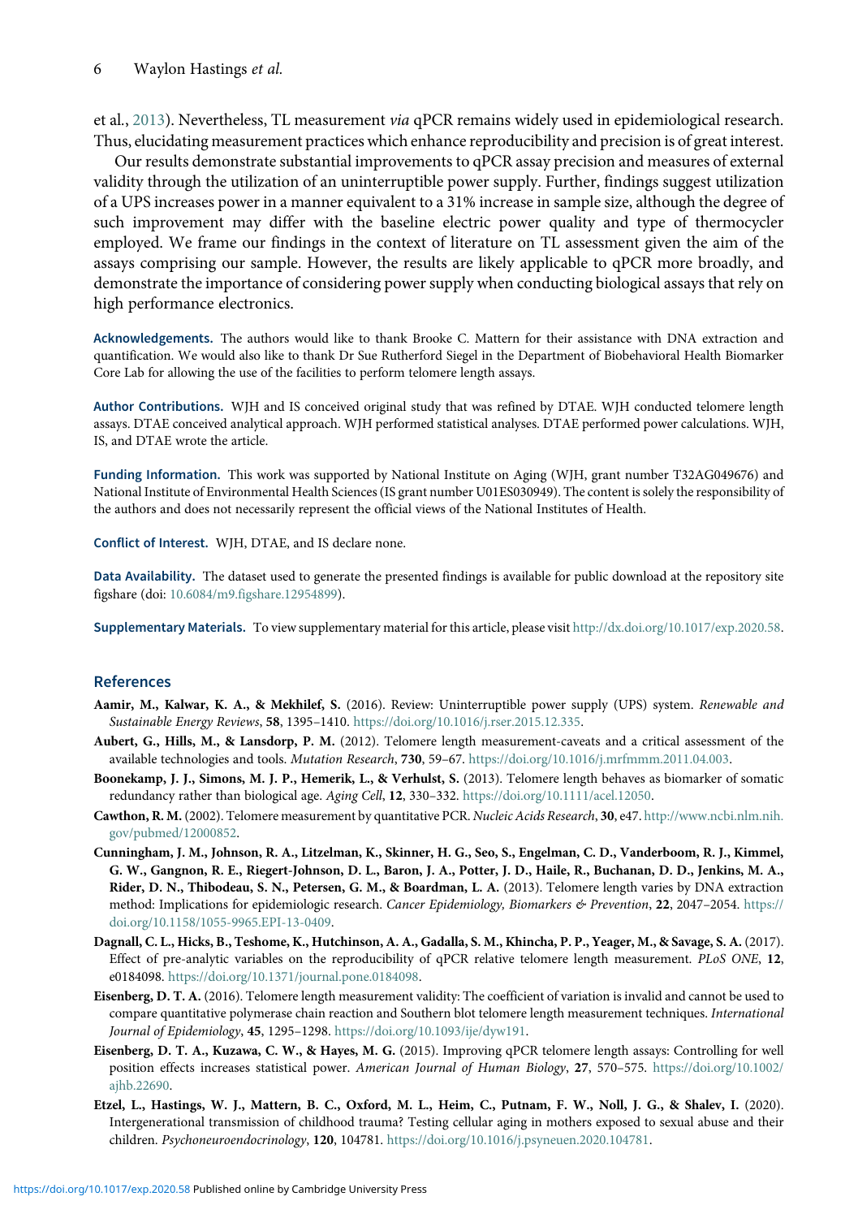et al., 2013). Nevertheless, TL measurement *via* qPCR remains widely used in epidemiological research. Thus, elucidating measurement practices which enhance reproducibility and precision is of great interest.

Our results demonstrate substantial improvements to qPCR assay precision and measures of external validity through the utilization of an uninterruptible power supply. Further, findings suggest utilization of a UPS increases power in a manner equivalent to a 31% increase in sample size, although the degree of such improvement may differ with the baseline electric power quality and type of thermocycler employed. We frame our findings in the context of literature on TL assessment given the aim of the assays comprising our sample. However, the results are likely applicable to qPCR more broadly, and demonstrate the importance of considering power supply when conducting biological assays that rely on high performance electronics.

**Acknowledgements.** The authors would like to thank Brooke C. Mattern for their assistance with DNA extraction and quantification. We would also like to thank Dr Sue Rutherford Siegel in the Department of Biobehavioral Health Biomarker Core Lab for allowing the use of the facilities to perform telomere length assays.

**Author Contributions.** WJH and IS conceived original study that was refined by DTAE. WJH conducted telomere length assays. DTAE conceived analytical approach. WJH performed statistical analyses. DTAE performed power calculations. WJH, IS, and DTAE wrote the article.

**Funding Information.** This work was supported by National Institute on Aging (WJH, grant number T32AG049676) and National Institute of Environmental Health Sciences (IS grant number U01ES030949). The content is solely the responsibility of the authors and does not necessarily represent the official views of the National Institutes of Health.

**Conflict of Interest.** WJH, DTAE, and IS declare none.

**Data Availability.** The dataset used to generate the presented findings is available for public download at the repository site figshare (doi: 10.6084/m9.figshare.12954899).

**Supplementary Materials.** To view supplementary material for this article, please visit http://dx.doi.org/10.1017/exp.2020.58.

## References

**Aamir, M., Kalwar, K. A., & Mekhilef, S.** (2016). Review: Uninterruptible power supply (UPS) system. *Renewable and Sustainable Energy Reviews*, **58**, 1395–1410. https://doi.org/10.1016/j.rser.2015.12.335.

**Aubert, G., Hills, M., & Lansdorp, P. M.** (2012). Telomere length measurement-caveats and a critical assessment of the available technologies and tools. *Mutation Research*, **730**, 59–67. https://doi.org/10.1016/j.mrfmmm.2011.04.003.

**Boonekamp, J. J., Simons, M. J. P., Hemerik, L., & Verhulst, S.** (2013). Telomere length behaves as biomarker of somatic redundancy rather than biological age. *Aging Cell*, **12**, 330–332. https://doi.org/10.1111/acel.12050.

**Cawthon, R. M.** (2002). Telomere measurement by quantitative PCR. *Nucleic Acids Research*, **30**, e47. http://www.ncbi.nlm.nih.gov/pubmed/12000852.

**Cunningham, J. M., Johnson, R. A., Litzelman, K., Skinner, H. G., Seo, S., Engelman, C. D., Vanderboom, R. J., Kimmel, G. W., Gangnon, R. E., Riegert-Johnson, D. L., Baron, J. A., Potter, J. D., Haile, R., Buchanan, D. D., Jenkins, M. A., Rider, D. N., Thibodeau, S. N., Petersen, G. M., & Boardman, L. A.** (2013). Telomere length varies by DNA extraction method: Implications for epidemiologic research. *Cancer Epidemiology, Biomarkers & Prevention*, **22**, 2047–2054. https://doi.org/10.1158/1055-9965.EPI-13-0409.

**Dagnall, C. L., Hicks, B., Teshome, K., Hutchinson, A. A., Gadalla, S. M., Khincha, P. P., Yeager, M., & Savage, S. A.** (2017). Effect of pre-analytic variables on the reproducibility of qPCR relative telomere length measurement. *PLoS ONE*, **12**, e0184098. https://doi.org/10.1371/journal.pone.0184098.

**Eisenberg, D. T. A.** (2016). Telomere length measurement validity: The coefficient of variation is invalid and cannot be used to compare quantitative polymerase chain reaction and Southern blot telomere length measurement techniques. *International Journal of Epidemiology*, **45**, 1295–1298. https://doi.org/10.1093/ije/dyw191.

**Eisenberg, D. T. A., Kuzawa, C. W., & Hayes, M. G.** (2015). Improving qPCR telomere length assays: Controlling for well position effects increases statistical power. *American Journal of Human Biology*, **27**, 570–575. https://doi.org/10.1002/ajhb.22690.

**Etzel, L., Hastings, W. J., Mattern, B. C., Oxford, M. L., Heim, C., Putnam, F. W., Noll, J. G., & Shalev, I.** (2020). Intergenerational transmission of childhood trauma? Testing cellular aging in mothers exposed to sexual abuse and their children. *Psychoneuroendocrinology*, **120**, 104781. https://doi.org/10.1016/j.psyneuen.2020.104781.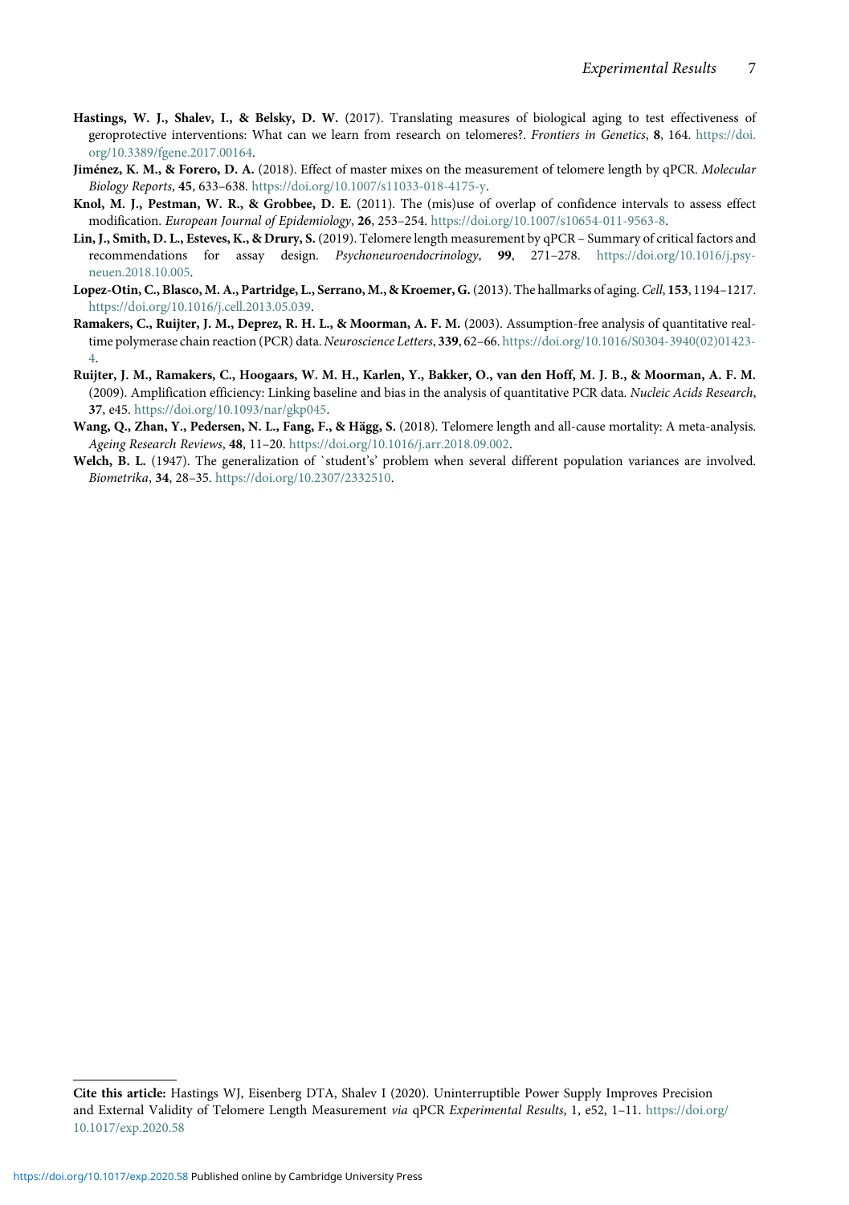**Hastings, W. J., Shalev, I., & Belsky, D. W.** (2017). Translating measures of biological aging to test effectiveness of geroprotective interventions: What can we learn from research on telomeres?. *Frontiers in Genetics*, **8**, 164. https://doi.org/10.3389/fgene.2017.00164.

**Jiménez, K. M., & Forero, D. A.** (2018). Effect of master mixes on the measurement of telomere length by qPCR. *Molecular Biology Reports*, **45**, 633–638. https://doi.org/10.1007/s11033-018-4175-y.

**Knol, M. J., Pestman, W. R., & Grobbee, D. E.** (2011). The (mis)use of overlap of confidence intervals to assess effect modification. *European Journal of Epidemiology*, **26**, 253–254. https://doi.org/10.1007/s10654-011-9563-8.

**Lin, J., Smith, D. L., Esteves, K., & Drury, S.** (2019). Telomere length measurement by qPCR – Summary of critical factors and recommendations for assay design. *Psychoneuroendocrinology*, **99**, 271–278. https://doi.org/10.1016/j.psyneuen.2018.10.005.

**Lopez-Otin, C., Blasco, M. A., Partridge, L., Serrano, M., & Kroemer, G.** (2013). The hallmarks of aging. *Cell*, **153**, 1194–1217. https://doi.org/10.1016/j.cell.2013.05.039.

**Ramakers, C., Ruijter, J. M., Deprez, R. H. L., & Moorman, A. F. M.** (2003). Assumption-free analysis of quantitative real-time polymerase chain reaction (PCR) data. *Neuroscience Letters*, **339**, 62–66. https://doi.org/10.1016/S0304-3940(02)01423-4.

**Ruijter, J. M., Ramakers, C., Hoogaars, W. M. H., Karlen, Y., Bakker, O., van den Hoff, M. J. B., & Moorman, A. F. M.** (2009). Amplification efficiency: Linking baseline and bias in the analysis of quantitative PCR data. *Nucleic Acids Research*, **37**, e45. https://doi.org/10.1093/nar/gkp045.

**Wang, Q., Zhan, Y., Pedersen, N. L., Fang, F., & Hägg, S.** (2018). Telomere length and all-cause mortality: A meta-analysis. *Ageing Research Reviews*, **48**, 11–20. https://doi.org/10.1016/j.arr.2018.09.002.

**Welch, B. L.** (1947). The generalization of `student's' problem when several different population variances are involved. *Biometrika*, **34**, 28–35. https://doi.org/10.2307/2332510.

**Cite this article:** Hastings WJ, Eisenberg DTA, Shalev I (2020). Uninterruptible Power Supply Improves Precision and External Validity of Telomere Length Measurement *via* qPCR *Experimental Results*, 1, e52, 1–11. https://doi.org/10.1017/exp.2020.58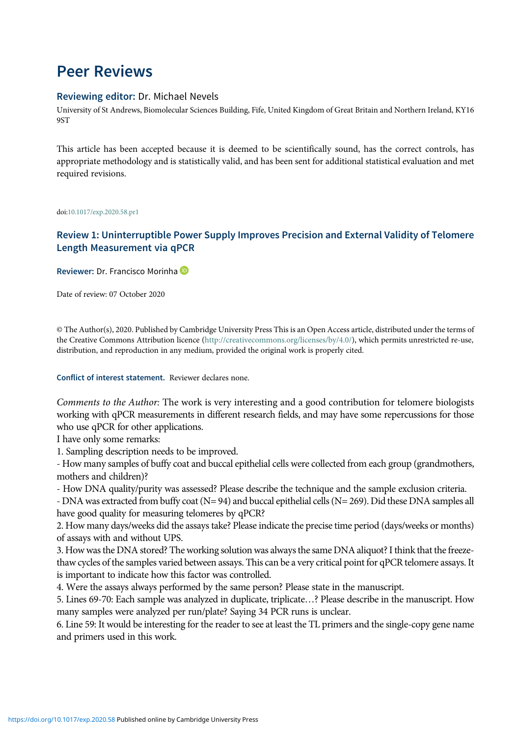# Peer Reviews

**Reviewing editor:** Dr. Michael Nevels

University of St Andrews, Biomolecular Sciences Building, Fife, United Kingdom of Great Britain and Northern Ireland, KY16 9ST

This article has been accepted because it is deemed to be scientifically sound, has the correct controls, has appropriate methodology and is statistically valid, and has been sent for additional statistical evaluation and met required revisions.

doi:10.1017/exp.2020.58.pr1

## Review 1: Uninterruptible Power Supply Improves Precision and External Validity of Telomere Length Measurement via qPCR

**Reviewer:** Dr. Francisco Morinha

Date of review: 07 October 2020

© The Author(s), 2020. Published by Cambridge University Press This is an Open Access article, distributed under the terms of the Creative Commons Attribution licence (http://creativecommons.org/licenses/by/4.0/), which permits unrestricted re-use, distribution, and reproduction in any medium, provided the original work is properly cited.

**Conflict of interest statement.** Reviewer declares none.

*Comments to the Author:* The work is very interesting and a good contribution for telomere biologists working with qPCR measurements in different research fields, and may have some repercussions for those who use qPCR for other applications.

I have only some remarks:

1. Sampling description needs to be improved.
- How many samples of buffy coat and buccal epithelial cells were collected from each group (grandmothers, mothers and children)?
- How DNA quality/purity was assessed? Please describe the technique and the sample exclusion criteria.
- DNA was extracted from buffy coat (N= 94) and buccal epithelial cells (N= 269). Did these DNA samples all have good quality for measuring telomeres by qPCR?
2. How many days/weeks did the assays take? Please indicate the precise time period (days/weeks or months) of assays with and without UPS.
3. How was the DNA stored? The working solution was always the same DNA aliquot? I think that the freeze-thaw cycles of the samples varied between assays. This can be a very critical point for qPCR telomere assays. It is important to indicate how this factor was controlled.
4. Were the assays always performed by the same person? Please state in the manuscript.
5. Lines 69-70: Each sample was analyzed in duplicate, triplicate…? Please describe in the manuscript. How many samples were analyzed per run/plate? Saying 34 PCR runs is unclear.
6. Line 59: It would be interesting for the reader to see at least the TL primers and the single-copy gene name and primers used in this work.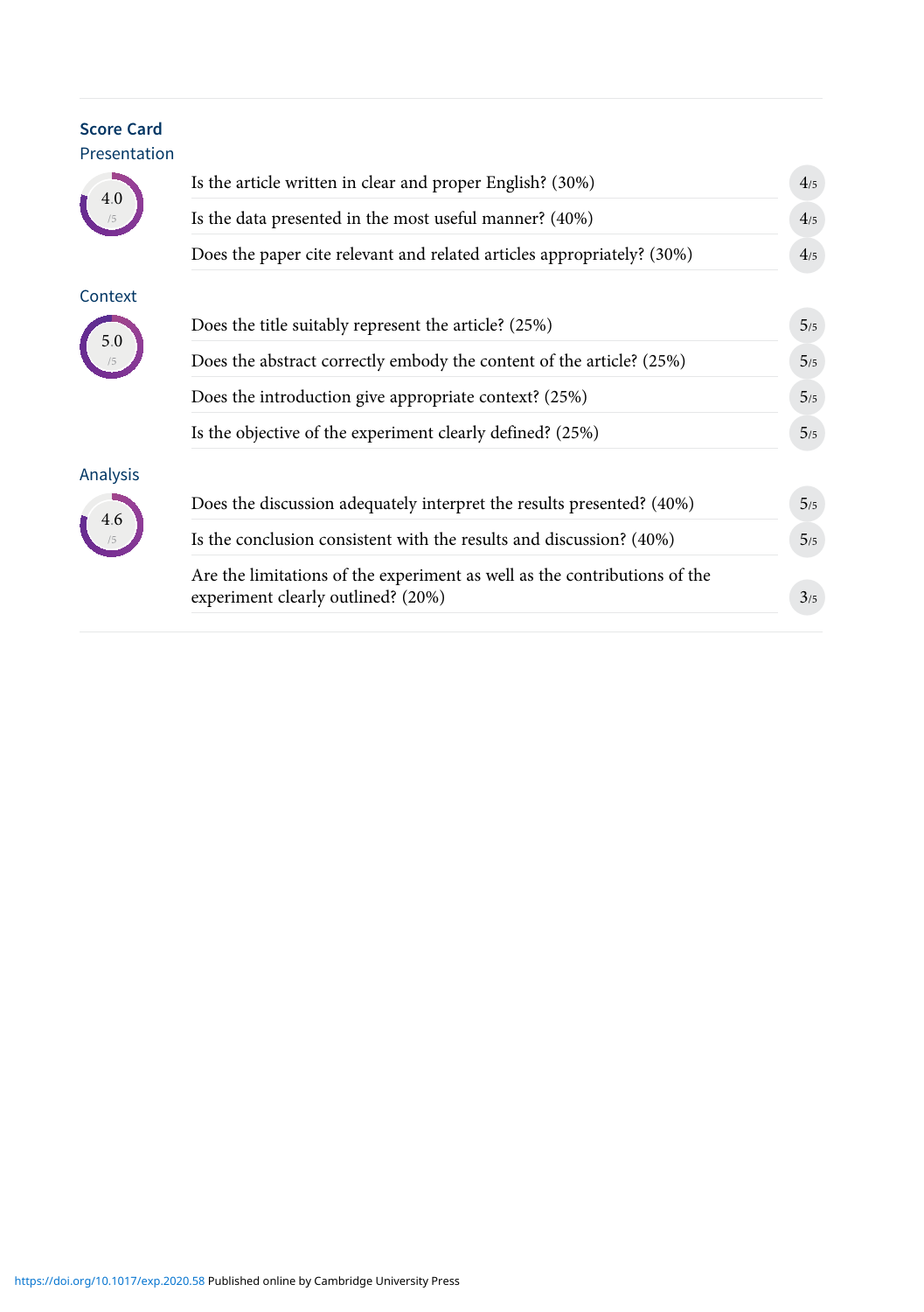## Score Card

### Presentation

4.0 /5

| | |
|---|---|
| Is the article written in clear and proper English? (30%) | 4/5 |
| Is the data presented in the most useful manner? (40%) | 4/5 |
| Does the paper cite relevant and related articles appropriately? (30%) | 4/5 |

### Context

5.0 /5

| | |
|---|---|
| Does the title suitably represent the article? (25%) | 5/5 |
| Does the abstract correctly embody the content of the article? (25%) | 5/5 |
| Does the introduction give appropriate context? (25%) | 5/5 |
| Is the objective of the experiment clearly defined? (25%) | 5/5 |

### Analysis

4.6 /5

| | |
|---|---|
| Does the discussion adequately interpret the results presented? (40%) | 5/5 |
| Is the conclusion consistent with the results and discussion? (40%) | 5/5 |
| Are the limitations of the experiment as well as the contributions of the experiment clearly outlined? (20%) | 3/5 |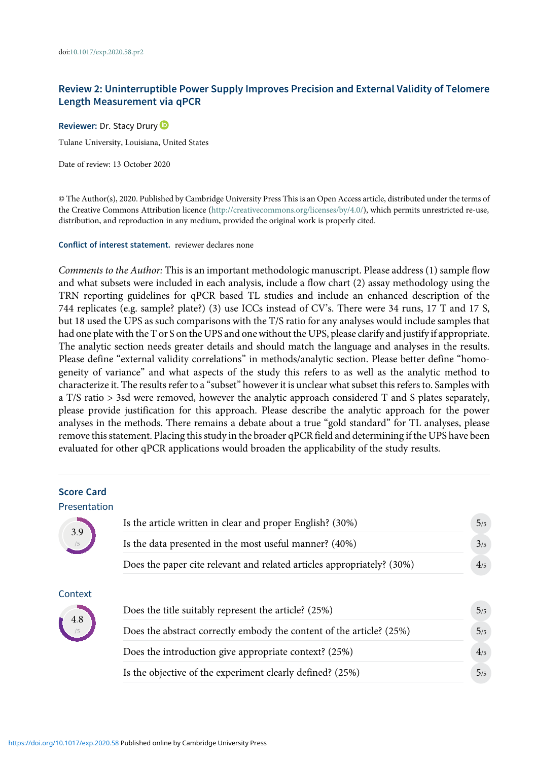doi:10.1017/exp.2020.58.pr2

## Review 2: Uninterruptible Power Supply Improves Precision and External Validity of Telomere Length Measurement via qPCR

**Reviewer:** Dr. Stacy Drury

Tulane University, Louisiana, United States

Date of review: 13 October 2020

© The Author(s), 2020. Published by Cambridge University Press This is an Open Access article, distributed under the terms of the Creative Commons Attribution licence (http://creativecommons.org/licenses/by/4.0/), which permits unrestricted re-use, distribution, and reproduction in any medium, provided the original work is properly cited.

**Conflict of interest statement.** reviewer declares none

*Comments to the Author:* This is an important methodologic manuscript. Please address (1) sample flow and what subsets were included in each analysis, include a flow chart (2) assay methodology using the TRN reporting guidelines for qPCR based TL studies and include an enhanced description of the 744 replicates (e.g. sample? plate?) (3) use ICCs instead of CV's. There were 34 runs, 17 T and 17 S, but 18 used the UPS as such comparisons with the T/S ratio for any analyses would include samples that had one plate with the T or S on the UPS and one without the UPS, please clarify and justify if appropriate. The analytic section needs greater details and should match the language and analyses in the results. Please define "external validity correlations" in methods/analytic section. Please better define "homogeneity of variance" and what aspects of the study this refers to as well as the analytic method to characterize it. The results refer to a "subset" however it is unclear what subset this refers to. Samples with a T/S ratio > 3sd were removed, however the analytic approach considered T and S plates separately, please provide justification for this approach. Please describe the analytic approach for the power analyses in the methods. There remains a debate about a true "gold standard" for TL analyses, please remove this statement. Placing this study in the broader qPCR field and determining if the UPS have been evaluated for other qPCR applications would broaden the applicability of the study results.

### Score Card

#### Presentation

**3.9/5**

| Question | Score |
|---|---|
| Is the article written in clear and proper English? (30%) | 5/5 |
| Is the data presented in the most useful manner? (40%) | 3/5 |
| Does the paper cite relevant and related articles appropriately? (30%) | 4/5 |

#### Context

**4.8/5**

| Question | Score |
|---|---|
| Does the title suitably represent the article? (25%) | 5/5 |
| Does the abstract correctly embody the content of the article? (25%) | 5/5 |
| Does the introduction give appropriate context? (25%) | 4/5 |
| Is the objective of the experiment clearly defined? (25%) | 5/5 |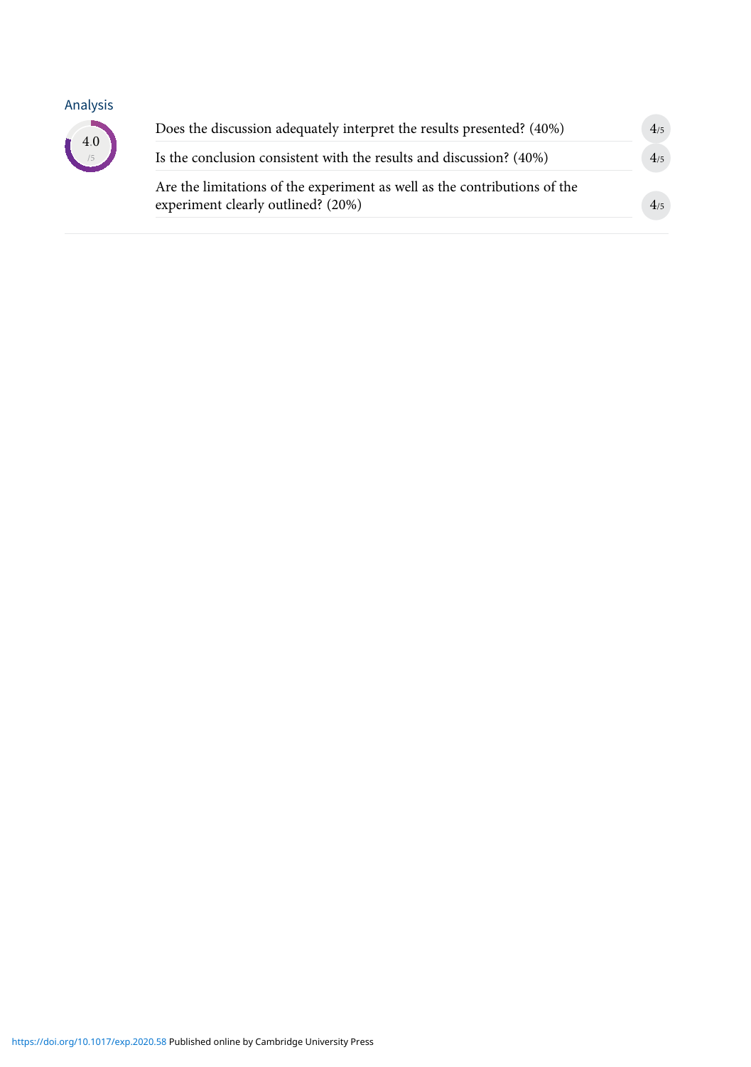### Analysis

4.0 /5

| | |
|---|---|
| Does the discussion adequately interpret the results presented? (40%) | 4/5 |
| Is the conclusion consistent with the results and discussion? (40%) | 4/5 |
| Are the limitations of the experiment as well as the contributions of the experiment clearly outlined? (20%) | 4/5 |

https://doi.org/10.1017/exp.2020.58 Published online by Cambridge University Press